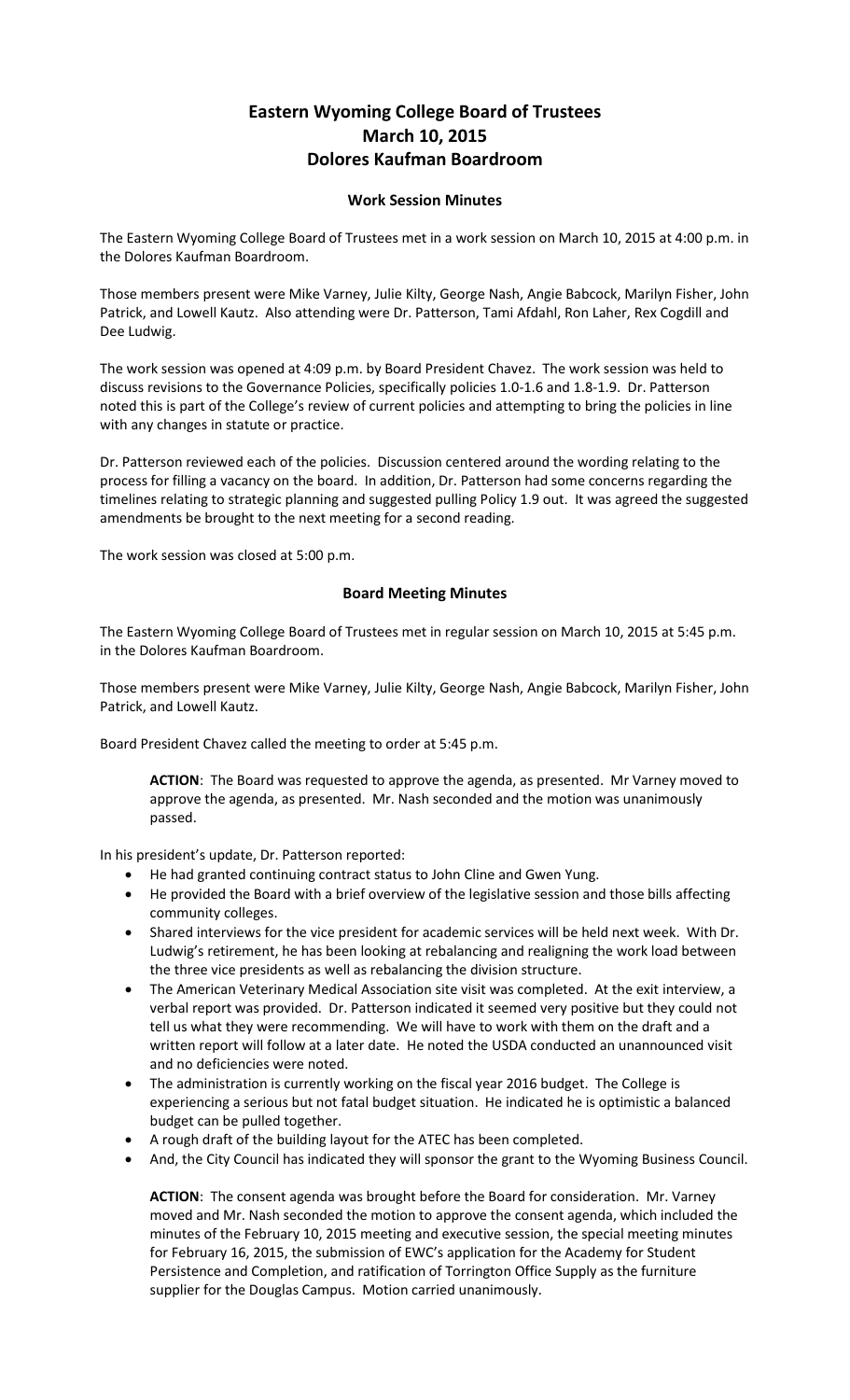# Eastern Wyoming College Board of Trustees
# March 10, 2015
# Dolores Kaufman Boardroom

### Work Session Minutes

The Eastern Wyoming College Board of Trustees met in a work session on March 10, 2015 at 4:00 p.m. in the Dolores Kaufman Boardroom.

Those members present were Mike Varney, Julie Kilty, George Nash, Angie Babcock, Marilyn Fisher, John Patrick, and Lowell Kautz. Also attending were Dr. Patterson, Tami Afdahl, Ron Laher, Rex Cogdill and Dee Ludwig.

The work session was opened at 4:09 p.m. by Board President Chavez. The work session was held to discuss revisions to the Governance Policies, specifically policies 1.0-1.6 and 1.8-1.9. Dr. Patterson noted this is part of the College's review of current policies and attempting to bring the policies in line with any changes in statute or practice.

Dr. Patterson reviewed each of the policies. Discussion centered around the wording relating to the process for filling a vacancy on the board. In addition, Dr. Patterson had some concerns regarding the timelines relating to strategic planning and suggested pulling Policy 1.9 out. It was agreed the suggested amendments be brought to the next meeting for a second reading.

The work session was closed at 5:00 p.m.

### Board Meeting Minutes

The Eastern Wyoming College Board of Trustees met in regular session on March 10, 2015 at 5:45 p.m. in the Dolores Kaufman Boardroom.

Those members present were Mike Varney, Julie Kilty, George Nash, Angie Babcock, Marilyn Fisher, John Patrick, and Lowell Kautz.

Board President Chavez called the meeting to order at 5:45 p.m.

> **ACTION**: The Board was requested to approve the agenda, as presented. Mr Varney moved to approve the agenda, as presented. Mr. Nash seconded and the motion was unanimously passed.

In his president's update, Dr. Patterson reported:

- He had granted continuing contract status to John Cline and Gwen Yung.
- He provided the Board with a brief overview of the legislative session and those bills affecting community colleges.
- Shared interviews for the vice president for academic services will be held next week. With Dr. Ludwig's retirement, he has been looking at rebalancing and realigning the work load between the three vice presidents as well as rebalancing the division structure.
- The American Veterinary Medical Association site visit was completed. At the exit interview, a verbal report was provided. Dr. Patterson indicated it seemed very positive but they could not tell us what they were recommending. We will have to work with them on the draft and a written report will follow at a later date. He noted the USDA conducted an unannounced visit and no deficiencies were noted.
- The administration is currently working on the fiscal year 2016 budget. The College is experiencing a serious but not fatal budget situation. He indicated he is optimistic a balanced budget can be pulled together.
- A rough draft of the building layout for the ATEC has been completed.
- And, the City Council has indicated they will sponsor the grant to the Wyoming Business Council.

> **ACTION**: The consent agenda was brought before the Board for consideration. Mr. Varney moved and Mr. Nash seconded the motion to approve the consent agenda, which included the minutes of the February 10, 2015 meeting and executive session, the special meeting minutes for February 16, 2015, the submission of EWC's application for the Academy for Student Persistence and Completion, and ratification of Torrington Office Supply as the furniture supplier for the Douglas Campus. Motion carried unanimously.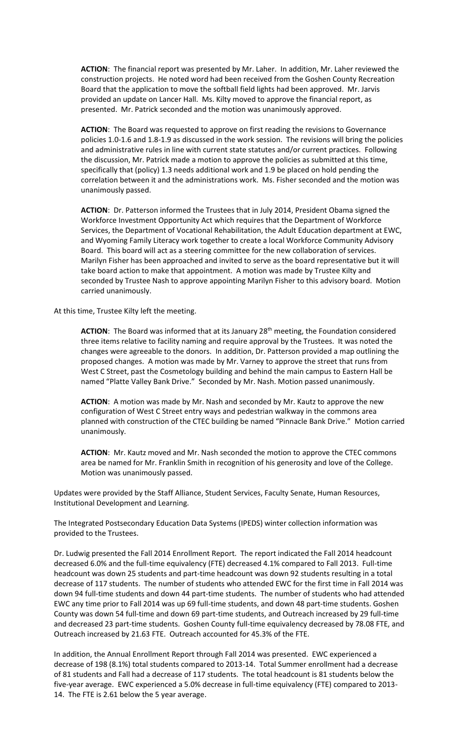**ACTION**: The financial report was presented by Mr. Laher. In addition, Mr. Laher reviewed the construction projects. He noted word had been received from the Goshen County Recreation Board that the application to move the softball field lights had been approved. Mr. Jarvis provided an update on Lancer Hall. Ms. Kilty moved to approve the financial report, as presented. Mr. Patrick seconded and the motion was unanimously approved.

**ACTION**: The Board was requested to approve on first reading the revisions to Governance policies 1.0-1.6 and 1.8-1.9 as discussed in the work session. The revisions will bring the policies and administrative rules in line with current state statutes and/or current practices. Following the discussion, Mr. Patrick made a motion to approve the policies as submitted at this time, specifically that (policy) 1.3 needs additional work and 1.9 be placed on hold pending the correlation between it and the administrations work. Ms. Fisher seconded and the motion was unanimously passed.

**ACTION**: Dr. Patterson informed the Trustees that in July 2014, President Obama signed the Workforce Investment Opportunity Act which requires that the Department of Workforce Services, the Department of Vocational Rehabilitation, the Adult Education department at EWC, and Wyoming Family Literacy work together to create a local Workforce Community Advisory Board. This board will act as a steering committee for the new collaboration of services. Marilyn Fisher has been approached and invited to serve as the board representative but it will take board action to make that appointment. A motion was made by Trustee Kilty and seconded by Trustee Nash to approve appointing Marilyn Fisher to this advisory board. Motion carried unanimously.

At this time, Trustee Kilty left the meeting.

**ACTION**: The Board was informed that at its January 28th meeting, the Foundation considered three items relative to facility naming and require approval by the Trustees. It was noted the changes were agreeable to the donors. In addition, Dr. Patterson provided a map outlining the proposed changes. A motion was made by Mr. Varney to approve the street that runs from West C Street, past the Cosmetology building and behind the main campus to Eastern Hall be named "Platte Valley Bank Drive." Seconded by Mr. Nash. Motion passed unanimously.

**ACTION**: A motion was made by Mr. Nash and seconded by Mr. Kautz to approve the new configuration of West C Street entry ways and pedestrian walkway in the commons area planned with construction of the CTEC building be named "Pinnacle Bank Drive." Motion carried unanimously.

**ACTION**: Mr. Kautz moved and Mr. Nash seconded the motion to approve the CTEC commons area be named for Mr. Franklin Smith in recognition of his generosity and love of the College. Motion was unanimously passed.

Updates were provided by the Staff Alliance, Student Services, Faculty Senate, Human Resources, Institutional Development and Learning.

The Integrated Postsecondary Education Data Systems (IPEDS) winter collection information was provided to the Trustees.

Dr. Ludwig presented the Fall 2014 Enrollment Report. The report indicated the Fall 2014 headcount decreased 6.0% and the full-time equivalency (FTE) decreased 4.1% compared to Fall 2013. Full-time headcount was down 25 students and part-time headcount was down 92 students resulting in a total decrease of 117 students. The number of students who attended EWC for the first time in Fall 2014 was down 94 full-time students and down 44 part-time students. The number of students who had attended EWC any time prior to Fall 2014 was up 69 full-time students, and down 48 part-time students. Goshen County was down 54 full-time and down 69 part-time students, and Outreach increased by 29 full-time and decreased 23 part-time students. Goshen County full-time equivalency decreased by 78.08 FTE, and Outreach increased by 21.63 FTE. Outreach accounted for 45.3% of the FTE.

In addition, the Annual Enrollment Report through Fall 2014 was presented. EWC experienced a decrease of 198 (8.1%) total students compared to 2013-14. Total Summer enrollment had a decrease of 81 students and Fall had a decrease of 117 students. The total headcount is 81 students below the five-year average. EWC experienced a 5.0% decrease in full-time equivalency (FTE) compared to 2013-14. The FTE is 2.61 below the 5 year average.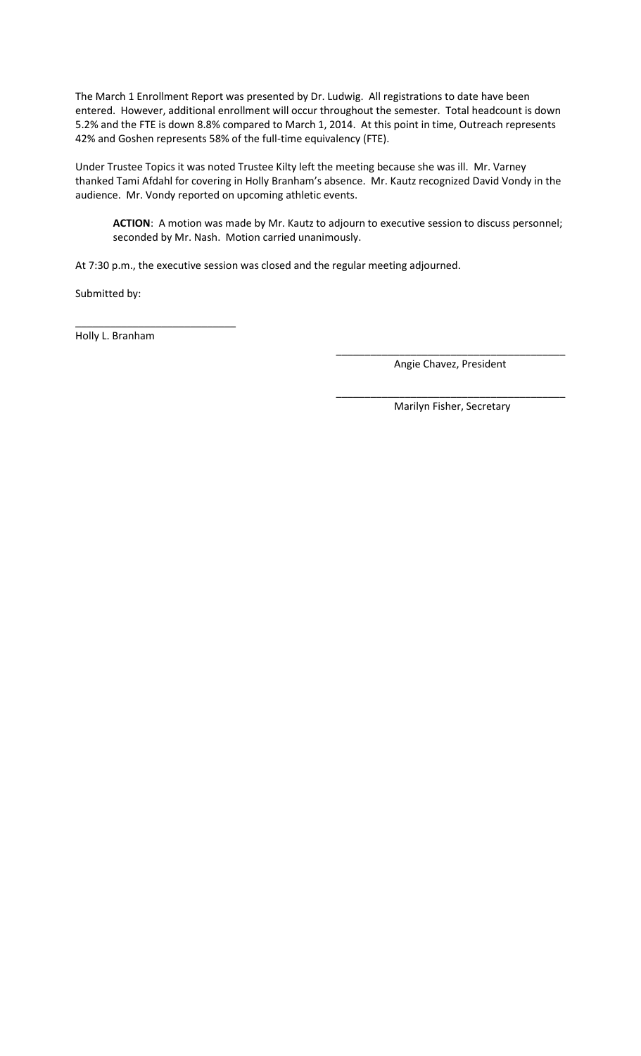The March 1 Enrollment Report was presented by Dr. Ludwig. All registrations to date have been entered. However, additional enrollment will occur throughout the semester. Total headcount is down 5.2% and the FTE is down 8.8% compared to March 1, 2014. At this point in time, Outreach represents 42% and Goshen represents 58% of the full-time equivalency (FTE).

Under Trustee Topics it was noted Trustee Kilty left the meeting because she was ill. Mr. Varney thanked Tami Afdahl for covering in Holly Branham's absence. Mr. Kautz recognized David Vondy in the audience. Mr. Vondy reported on upcoming athletic events.

> **ACTION**: A motion was made by Mr. Kautz to adjourn to executive session to discuss personnel; seconded by Mr. Nash. Motion carried unanimously.

At 7:30 p.m., the executive session was closed and the regular meeting adjourned.

Submitted by:

\_\_\_\_\_\_\_\_\_\_\_\_\_\_\_\_\_\_\_\_\_\_\_\_\_\_\_\_

Holly L. Branham

\_\_\_\_\_\_\_\_\_\_\_\_\_\_\_\_\_\_\_\_\_\_\_\_\_\_\_\_\_\_\_\_\_\_\_\_\_\_\_\_

Angie Chavez, President

\_\_\_\_\_\_\_\_\_\_\_\_\_\_\_\_\_\_\_\_\_\_\_\_\_\_\_\_\_\_\_\_\_\_\_\_\_\_\_\_

Marilyn Fisher, Secretary